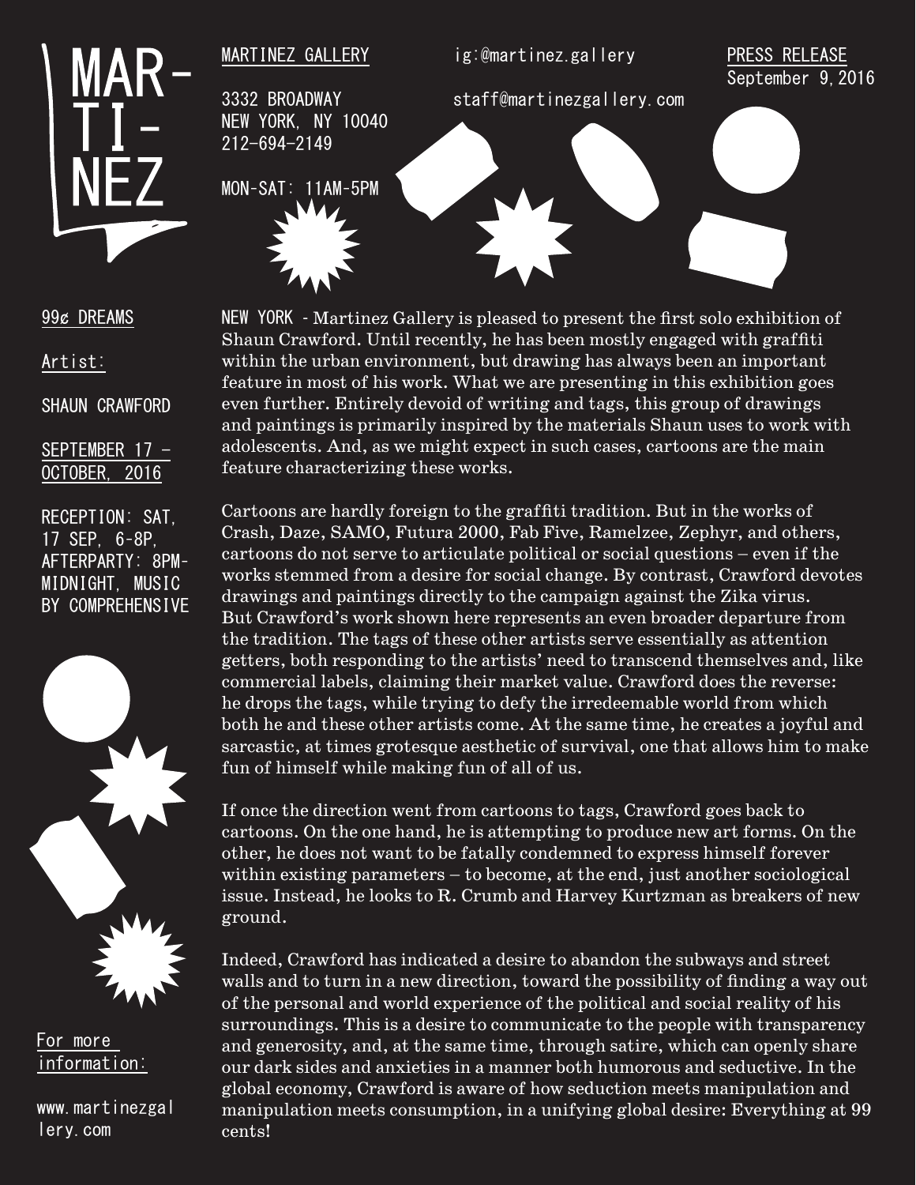# MAR-TI-NEZ

MARTINEZ GALLERY

3332 BROADWAY
NEW YORK, NY 10040
212-694-2149

MON-SAT: 11AM-5PM

ig:@martinez.gallery

staff@martinezgallery.com

PRESS RELEASE
September 9, 2016

99¢ DREAMS

Artist:

SHAUN CRAWFORD

SEPTEMBER 17 – OCTOBER, 2016

RECEPTION: SAT, 17 SEP, 6-8P, AFTERPARTY: 8PM-MIDNIGHT, MUSIC BY COMPREHENSIVE

NEW YORK - Martinez Gallery is pleased to present the first solo exhibition of Shaun Crawford. Until recently, he has been mostly engaged with graffiti within the urban environment, but drawing has always been an important feature in most of his work. What we are presenting in this exhibition goes even further. Entirely devoid of writing and tags, this group of drawings and paintings is primarily inspired by the materials Shaun uses to work with adolescents. And, as we might expect in such cases, cartoons are the main feature characterizing these works.

Cartoons are hardly foreign to the graffiti tradition. But in the works of Crash, Daze, SAMO, Futura 2000, Fab Five, Ramelzee, Zephyr, and others, cartoons do not serve to articulate political or social questions – even if the works stemmed from a desire for social change. By contrast, Crawford devotes drawings and paintings directly to the campaign against the Zika virus. But Crawford's work shown here represents an even broader departure from the tradition. The tags of these other artists serve essentially as attention getters, both responding to the artists' need to transcend themselves and, like commercial labels, claiming their market value. Crawford does the reverse: he drops the tags, while trying to defy the irredeemable world from which both he and these other artists come. At the same time, he creates a joyful and sarcastic, at times grotesque aesthetic of survival, one that allows him to make fun of himself while making fun of all of us.

If once the direction went from cartoons to tags, Crawford goes back to cartoons. On the one hand, he is attempting to produce new art forms. On the other, he does not want to be fatally condemned to express himself forever within existing parameters – to become, at the end, just another sociological issue. Instead, he looks to R. Crumb and Harvey Kurtzman as breakers of new ground.

Indeed, Crawford has indicated a desire to abandon the subways and street walls and to turn in a new direction, toward the possibility of finding a way out of the personal and world experience of the political and social reality of his surroundings. This is a desire to communicate to the people with transparency and generosity, and, at the same time, through satire, which can openly share our dark sides and anxieties in a manner both humorous and seductive. In the global economy, Crawford is aware of how seduction meets manipulation and manipulation meets consumption, in a unifying global desire: Everything at 99 cents!

For more information:

www.martinezgallery.com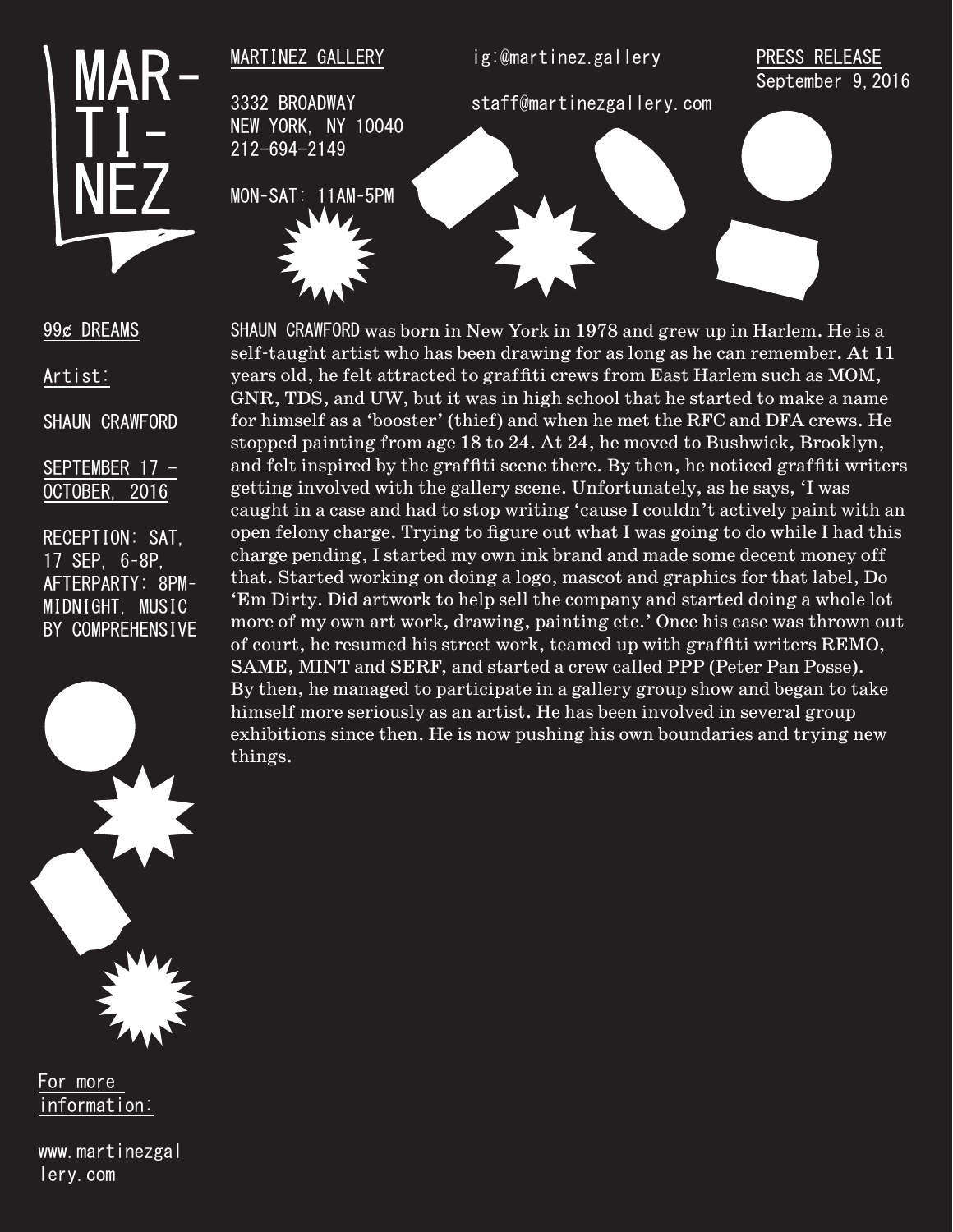MAR-
TI-
NEZ

MARTINEZ GALLERY

3332 BROADWAY
NEW YORK, NY 10040
212-694-2149

MON-SAT: 11AM-5PM

ig:@martinez.gallery

staff@martinezgallery.com

PRESS RELEASE
September 9, 2016

99¢ DREAMS

Artist:

SHAUN CRAWFORD

SEPTEMBER 17 - OCTOBER, 2016

RECEPTION: SAT, 17 SEP, 6-8P, AFTERPARTY: 8PM-MIDNIGHT, MUSIC BY COMPREHENSIVE

SHAUN CRAWFORD was born in New York in 1978 and grew up in Harlem. He is a self-taught artist who has been drawing for as long as he can remember. At 11 years old, he felt attracted to graffiti crews from East Harlem such as MOM, GNR, TDS, and UW, but it was in high school that he started to make a name for himself as a 'booster' (thief) and when he met the RFC and DFA crews. He stopped painting from age 18 to 24. At 24, he moved to Bushwick, Brooklyn, and felt inspired by the graffiti scene there. By then, he noticed graffiti writers getting involved with the gallery scene. Unfortunately, as he says, 'I was caught in a case and had to stop writing 'cause I couldn't actively paint with an open felony charge. Trying to figure out what I was going to do while I had this charge pending, I started my own ink brand and made some decent money off that. Started working on doing a logo, mascot and graphics for that label, Do 'Em Dirty. Did artwork to help sell the company and started doing a whole lot more of my own art work, drawing, painting etc.' Once his case was thrown out of court, he resumed his street work, teamed up with graffiti writers REMO, SAME, MINT and SERF, and started a crew called PPP (Peter Pan Posse). By then, he managed to participate in a gallery group show and began to take himself more seriously as an artist. He has been involved in several group exhibitions since then. He is now pushing his own boundaries and trying new things.

For more information:

www.martinezgallery.com